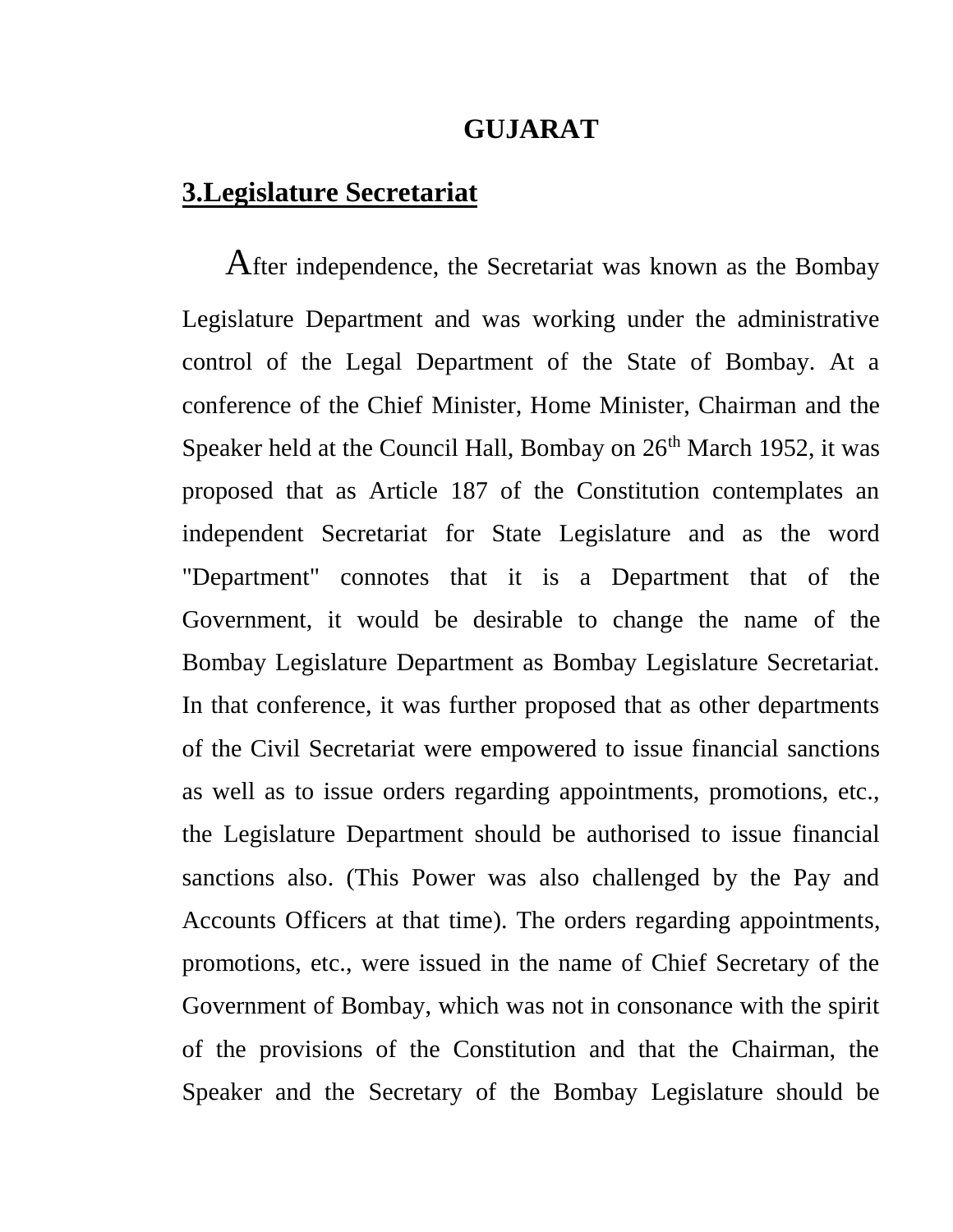# GUJARAT

## 3.Legislature Secretariat

After independence, the Secretariat was known as the Bombay Legislature Department and was working under the administrative control of the Legal Department of the State of Bombay. At a conference of the Chief Minister, Home Minister, Chairman and the Speaker held at the Council Hall, Bombay on 26th March 1952, it was proposed that as Article 187 of the Constitution contemplates an independent Secretariat for State Legislature and as the word "Department" connotes that it is a Department that of the Government, it would be desirable to change the name of the Bombay Legislature Department as Bombay Legislature Secretariat. In that conference, it was further proposed that as other departments of the Civil Secretariat were empowered to issue financial sanctions as well as to issue orders regarding appointments, promotions, etc., the Legislature Department should be authorised to issue financial sanctions also. (This Power was also challenged by the Pay and Accounts Officers at that time). The orders regarding appointments, promotions, etc., were issued in the name of Chief Secretary of the Government of Bombay, which was not in consonance with the spirit of the provisions of the Constitution and that the Chairman, the Speaker and the Secretary of the Bombay Legislature should be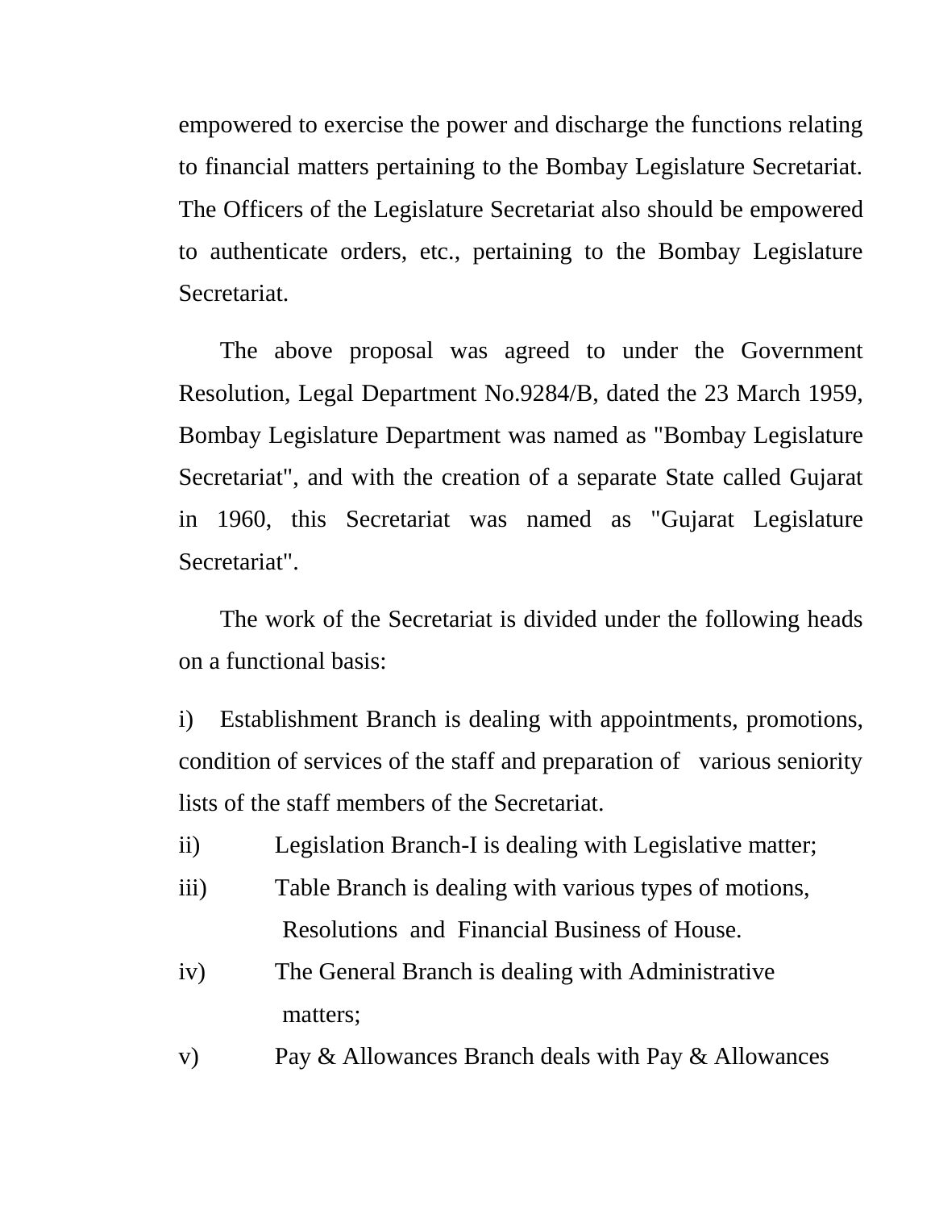empowered to exercise the power and discharge the functions relating to financial matters pertaining to the Bombay Legislature Secretariat. The Officers of the Legislature Secretariat also should be empowered to authenticate orders, etc., pertaining to the Bombay Legislature Secretariat.

The above proposal was agreed to under the Government Resolution, Legal Department No.9284/B, dated the 23 March 1959, Bombay Legislature Department was named as "Bombay Legislature Secretariat", and with the creation of a separate State called Gujarat in 1960, this Secretariat was named as "Gujarat Legislature Secretariat".

The work of the Secretariat is divided under the following heads on a functional basis:

i) Establishment Branch is dealing with appointments, promotions, condition of services of the staff and preparation of various seniority lists of the staff members of the Secretariat.

ii) Legislation Branch-I is dealing with Legislative matter;

iii) Table Branch is dealing with various types of motions, Resolutions and Financial Business of House.

iv) The General Branch is dealing with Administrative matters;

v) Pay & Allowances Branch deals with Pay & Allowances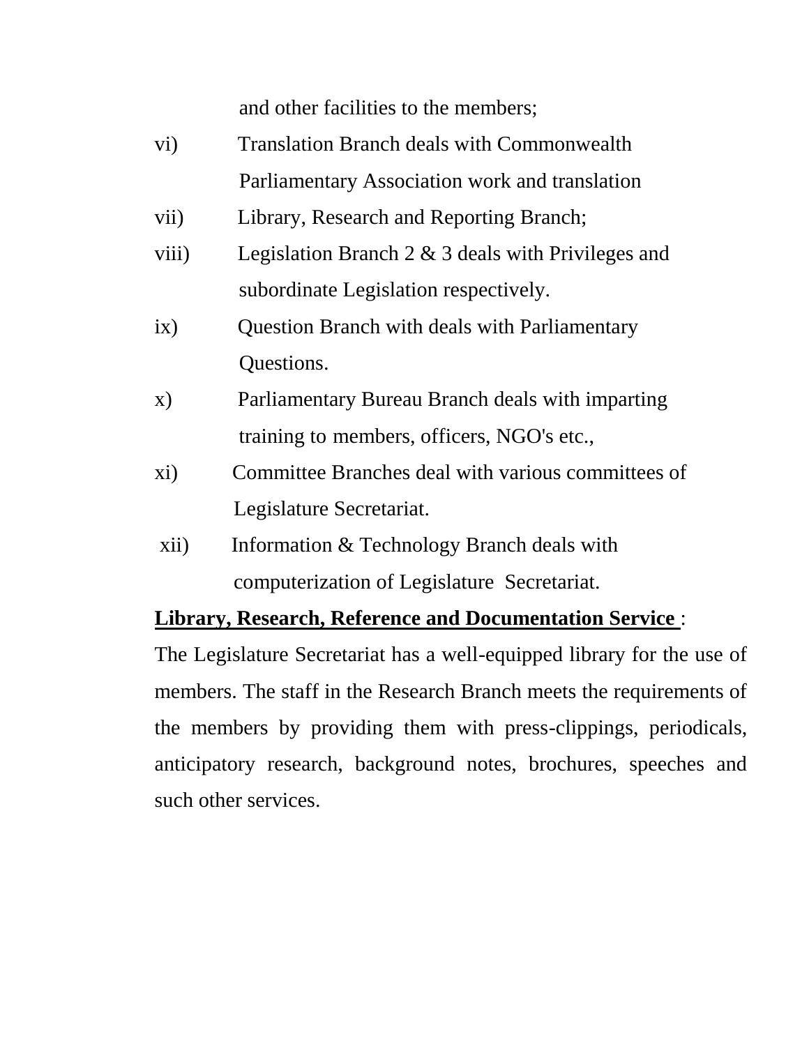and other facilities to the members;

vi) Translation Branch deals with Commonwealth Parliamentary Association work and translation

vii) Library, Research and Reporting Branch;

viii) Legislation Branch 2 & 3 deals with Privileges and subordinate Legislation respectively.

ix) Question Branch with deals with Parliamentary Questions.

x) Parliamentary Bureau Branch deals with imparting training to members, officers, NGO's etc.,

xi) Committee Branches deal with various committees of Legislature Secretariat.

xii) Information & Technology Branch deals with computerization of Legislature Secretariat.

**Library, Research, Reference and Documentation Service** :

The Legislature Secretariat has a well-equipped library for the use of members. The staff in the Research Branch meets the requirements of the members by providing them with press-clippings, periodicals, anticipatory research, background notes, brochures, speeches and such other services.